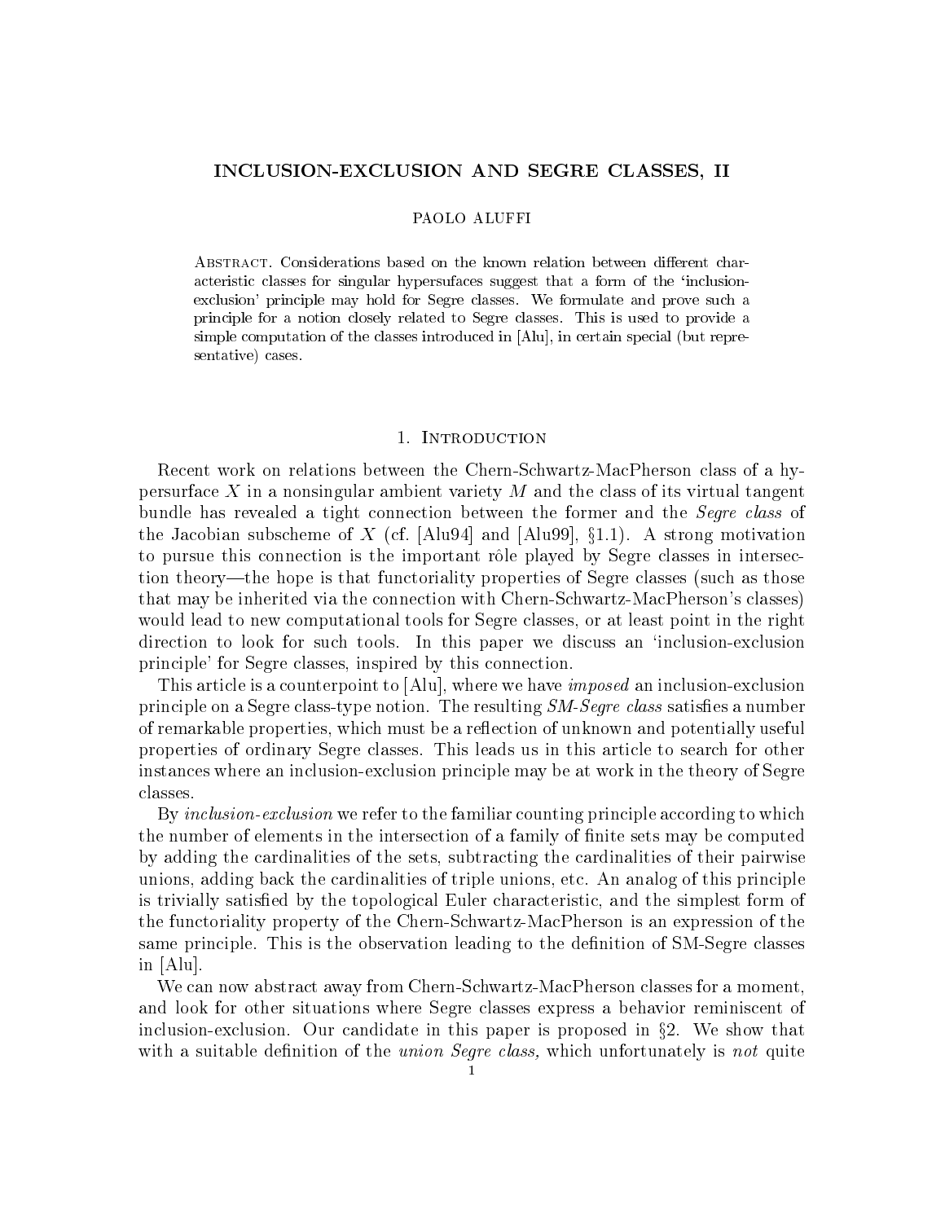# INCLUSION-EXCLUSION AND SEGRE CLASSES, II

PAOLO ALUFFI

Abstract. Considerations based on the known relation between different characteristic classes for singular hypersufaces suggest that a form of the 'inclusion-exclusion' principle may hold for Segre classes. We formulate and prove such a principle for a notion closely related to Segre classes. This is used to provide a simple computation of the classes introduced in [Alu], in certain special (but representative) cases.

## 1. Introduction

Recent work on relations between the Chern-Schwartz-MacPherson class of a hypersurface $X$ in a nonsingular ambient variety $M$ and the class of its virtual tangent bundle has revealed a tight connection between the former and the *Segre class* of the Jacobian subscheme of $X$ (cf. [Alu94] and [Alu99], §1.1). A strong motivation to pursue this connection is the important rôle played by Segre classes in intersection theory—the hope is that functoriality properties of Segre classes (such as those that may be inherited via the connection with Chern-Schwartz-MacPherson's classes) would lead to new computational tools for Segre classes, or at least point in the right direction to look for such tools. In this paper we discuss an 'inclusion-exclusion principle' for Segre classes, inspired by this connection.

This article is a counterpoint to [Alu], where we have *imposed* an inclusion-exclusion principle on a Segre class-type notion. The resulting *SM-Segre class* satisfies a number of remarkable properties, which must be a reflection of unknown and potentially useful properties of ordinary Segre classes. This leads us in this article to search for other instances where an inclusion-exclusion principle may be at work in the theory of Segre classes.

By *inclusion-exclusion* we refer to the familiar counting principle according to which the number of elements in the intersection of a family of finite sets may be computed by adding the cardinalities of the sets, subtracting the cardinalities of their pairwise unions, adding back the cardinalities of triple unions, etc. An analog of this principle is trivially satisfied by the topological Euler characteristic, and the simplest form of the functoriality property of the Chern-Schwartz-MacPherson is an expression of the same principle. This is the observation leading to the definition of SM-Segre classes in [Alu].

We can now abstract away from Chern-Schwartz-MacPherson classes for a moment, and look for other situations where Segre classes express a behavior reminiscent of inclusion-exclusion. Our candidate in this paper is proposed in §2. We show that with a suitable definition of the *union Segre class,* which unfortunately is *not* quite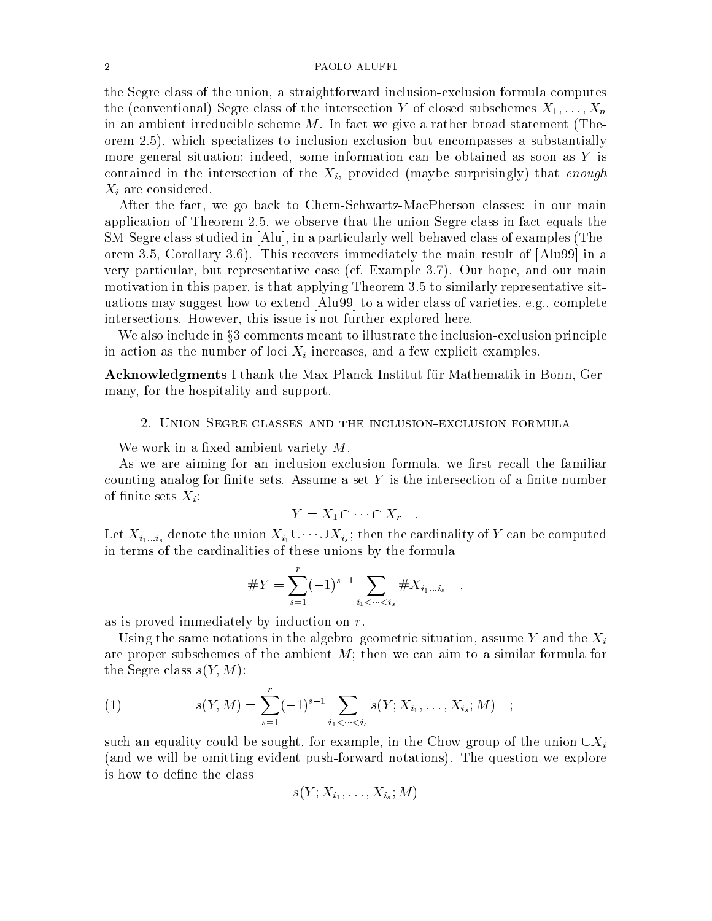the Segre class of the union, a straightforward inclusion-exclusion formula computes the (conventional) Segre class of the intersection $Y$ of closed subschemes $X_1, \dots, X_n$ in an ambient irreducible scheme $M$. In fact we give a rather broad statement (Theorem 2.5), which specializes to inclusion-exclusion but encompasses a substantially more general situation; indeed, some information can be obtained as soon as $Y$ is contained in the intersection of the $X_i$, provided (maybe surprisingly) that *enough* $X_i$ are considered.

After the fact, we go back to Chern-Schwartz-MacPherson classes: in our main application of Theorem 2.5, we observe that the union Segre class in fact equals the SM-Segre class studied in [Alu], in a particularly well-behaved class of examples (Theorem 3.5, Corollary 3.6). This recovers immediately the main result of [Alu99] in a very particular, but representative case (cf. Example 3.7). Our hope, and our main motivation in this paper, is that applying Theorem 3.5 to similarly representative situations may suggest how to extend [Alu99] to a wider class of varieties, e.g., complete intersections. However, this issue is not further explored here.

We also include in §3 comments meant to illustrate the inclusion-exclusion principle in action as the number of loci $X_i$ increases, and a few explicit examples.

**Acknowledgments** I thank the Max-Planck-Institut für Mathematik in Bonn, Germany, for the hospitality and support.

## 2. Union Segre classes and the inclusion-exclusion formula

We work in a fixed ambient variety $M$.

As we are aiming for an inclusion-exclusion formula, we first recall the familiar counting analog for finite sets. Assume a set $Y$ is the intersection of a finite number of finite sets $X_i$:

$$Y = X_1 \cap \dots \cap X_r \quad .$$

Let $X_{i_1 \dots i_s}$ denote the union $X_{i_1} \cup \dots \cup X_{i_s}$; then the cardinality of $Y$ can be computed in terms of the cardinalities of these unions by the formula

$$\#Y = \sum_{s=1}^{r} (-1)^{s-1} \sum_{i_1 < \dots < i_s} \#X_{i_1 \dots i_s} \quad ,$$

as is proved immediately by induction on $r$.

Using the same notations in the algebro–geometric situation, assume $Y$ and the $X_i$ are proper subschemes of the ambient $M$; then we can aim to a similar formula for the Segre class $s(Y, M)$:

$$s(Y, M) = \sum_{s=1}^{r} (-1)^{s-1} \sum_{i_1 < \dots < i_s} s(Y; X_{i_1}, \dots, X_{i_s}; M) \quad ; \tag{1}$$

such an equality could be sought, for example, in the Chow group of the union $\cup X_i$ (and we will be omitting evident push-forward notations). The question we explore is how to define the class

$$s(Y; X_{i_1}, \dots, X_{i_s}; M)$$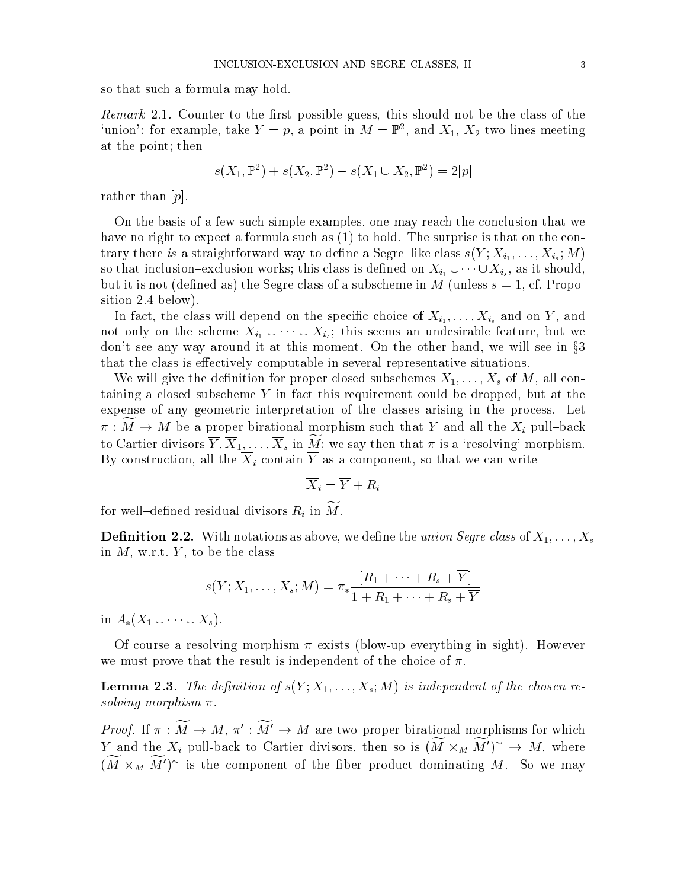so that such a formula may hold.

*Remark* 2.1. Counter to the first possible guess, this should not be the class of the 'union': for example, take $Y = p$, a point in $M = \mathbb{P}^2$, and $X_1$, $X_2$ two lines meeting at the point; then

$$s(X_1, \mathbb{P}^2) + s(X_2, \mathbb{P}^2) - s(X_1 \cup X_2, \mathbb{P}^2) = 2[p]$$

rather than $[p]$.

On the basis of a few such simple examples, one may reach the conclusion that we have no right to expect a formula such as (1) to hold. The surprise is that on the contrary there *is* a straightforward way to define a Segre–like class $s(Y; X_{i_1}, \dots, X_{i_s}; M)$ so that inclusion–exclusion works; this class is defined on $X_{i_1} \cup \dots \cup X_{i_s}$, as it should, but it is not (defined as) the Segre class of a subscheme in $M$ (unless $s = 1$, cf. Proposition 2.4 below).

In fact, the class will depend on the specific choice of $X_{i_1}, \dots, X_{i_s}$ and on $Y$, and not only on the scheme $X_{i_1} \cup \dots \cup X_{i_s}$; this seems an undesirable feature, but we don't see any way around it at this moment. On the other hand, we will see in §3 that the class is effectively computable in several representative situations.

We will give the definition for proper closed subschemes $X_1, \dots, X_s$ of $M$, all containing a closed subscheme $Y$ in fact this requirement could be dropped, but at the expense of any geometric interpretation of the classes arising in the process. Let $\pi : \widetilde{M} \to M$ be a proper birational morphism such that $Y$ and all the $X_i$ pull–back to Cartier divisors $\overline{Y}, \overline{X}_1, \dots, \overline{X}_s$ in $\widetilde{M}$; we say then that $\pi$ is a 'resolving' morphism. By construction, all the $\overline{X}_i$ contain $\overline{Y}$ as a component, so that we can write

$$\overline{X}_i = \overline{Y} + R_i$$

for well–defined residual divisors $R_i$ in $\widetilde{M}$.

**Definition 2.2.** With notations as above, we define the *union Segre class* of $X_1, \dots, X_s$ in $M$, w.r.t. $Y$, to be the class

$$s(Y; X_1, \dots, X_s; M) = \pi_* \frac{[R_1 + \dots + R_s + \overline{Y}]}{1 + R_1 + \dots + R_s + \overline{Y}}$$

in $A_*(X_1 \cup \dots \cup X_s)$.

Of course a resolving morphism $\pi$ exists (blow-up everything in sight). However we must prove that the result is independent of the choice of $\pi$.

**Lemma 2.3.** *The definition of $s(Y; X_1, \dots, X_s; M)$ is independent of the chosen resolving morphism $\pi$.*

*Proof.* If $\pi : \widetilde{M} \to M$, $\pi' : \widetilde{M'} \to M$ are two proper birational morphisms for which $Y$ and the $X_i$ pull-back to Cartier divisors, then so is $(\widetilde{M} \times_M \widetilde{M'})^\sim \to M$, where $(\widetilde{M} \times_M \widetilde{M'})^\sim$ is the component of the fiber product dominating $M$. So we may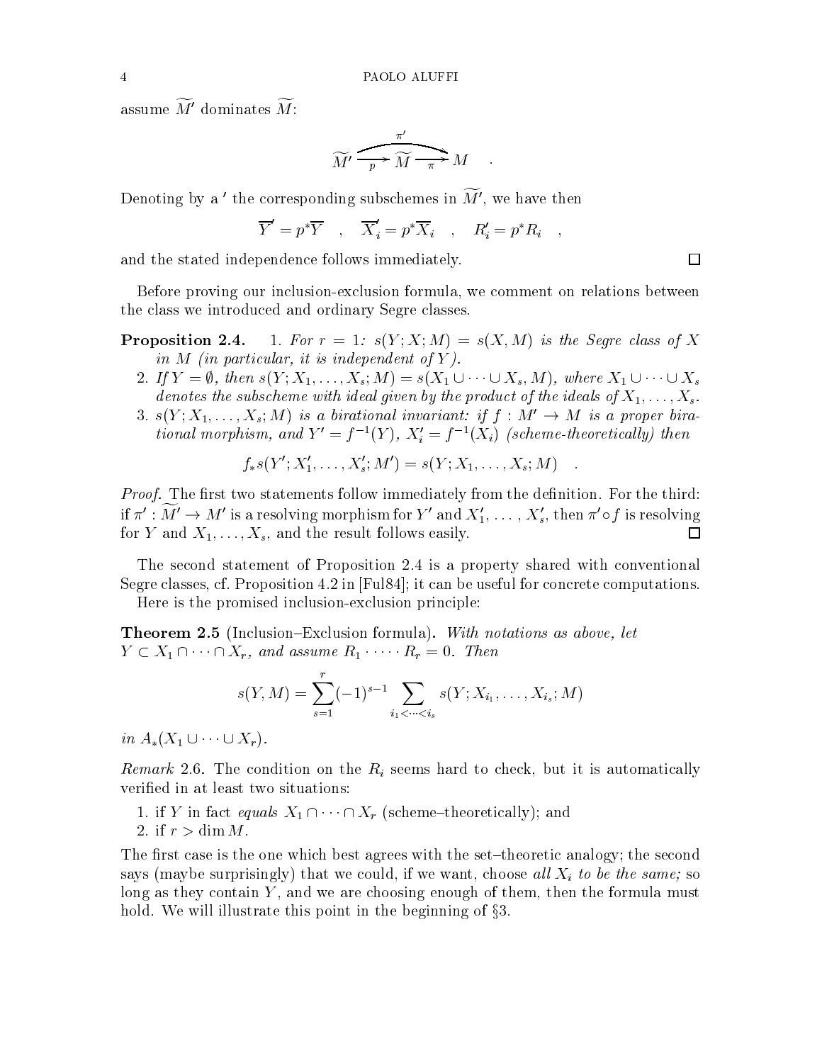assume $\widetilde{M}'$ dominates $\widetilde{M}$:

$$\widetilde{M}' \xrightarrow{p} \widetilde{M} \xrightarrow{\pi} M \quad , \qquad \pi' = \pi \circ p \quad .$$

Denoting by a $'$ the corresponding subschemes in $\widetilde{M}'$, we have then

$$\overline{Y}' = p^* \overline{Y} \quad , \quad \overline{X}_i' = p^* \overline{X}_i \quad , \quad R_i' = p^* R_i \quad ,$$

and the stated independence follows immediately. $\square$

Before proving our inclusion-exclusion formula, we comment on relations between the class we introduced and ordinary Segre classes.

**Proposition 2.4.** 1. *For $r = 1$: $s(Y; X; M) = s(X, M)$ is the Segre class of $X$ in $M$ (in particular, it is independent of $Y$).*

2. *If $Y = \emptyset$, then $s(Y; X_1, \dots, X_s; M) = s(X_1 \cup \dots \cup X_s, M)$, where $X_1 \cup \dots \cup X_s$ denotes the subscheme with ideal given by the product of the ideals of $X_1, \dots, X_s$.*
3. *$s(Y; X_1, \dots, X_s; M)$ is a birational invariant: if $f : M' \to M$ is a proper birational morphism, and $Y' = f^{-1}(Y)$, $X_i' = f^{-1}(X_i)$ (scheme-theoretically) then*

$$f_* s(Y'; X_1', \dots, X_s'; M') = s(Y; X_1, \dots, X_s; M) \quad .$$

*Proof.* The first two statements follow immediately from the definition. For the third: if $\pi' : \widetilde{M}' \to M'$ is a resolving morphism for $Y'$ and $X_1', \dots, X_s'$, then $\pi' \circ f$ is resolving for $Y$ and $X_1, \dots, X_s$, and the result follows easily. $\square$

The second statement of Proposition 2.4 is a property shared with conventional Segre classes, cf. Proposition 4.2 in [Ful84]; it can be useful for concrete computations.

Here is the promised inclusion-exclusion principle:

**Theorem 2.5** (Inclusion–Exclusion formula)**.** *With notations as above, let $Y \subset X_1 \cap \dots \cap X_r$, and assume $R_1 \cdot \dots \cdot R_r = 0$. Then*

$$s(Y, M) = \sum_{s=1}^{r} (-1)^{s-1} \sum_{i_1 < \dots < i_s} s(Y; X_{i_1}, \dots, X_{i_s}; M)$$

*in $A_*(X_1 \cup \dots \cup X_r)$.*

*Remark* 2.6. The condition on the $R_i$ seems hard to check, but it is automatically verified in at least two situations:

1. if $Y$ in fact *equals* $X_1 \cap \dots \cap X_r$ (scheme–theoretically); and
2. if $r > \dim M$.

The first case is the one which best agrees with the set–theoretic analogy; the second says (maybe surprisingly) that we could, if we want, choose *all $X_i$ to be the same;* so long as they contain $Y$, and we are choosing enough of them, then the formula must hold. We will illustrate this point in the beginning of §3.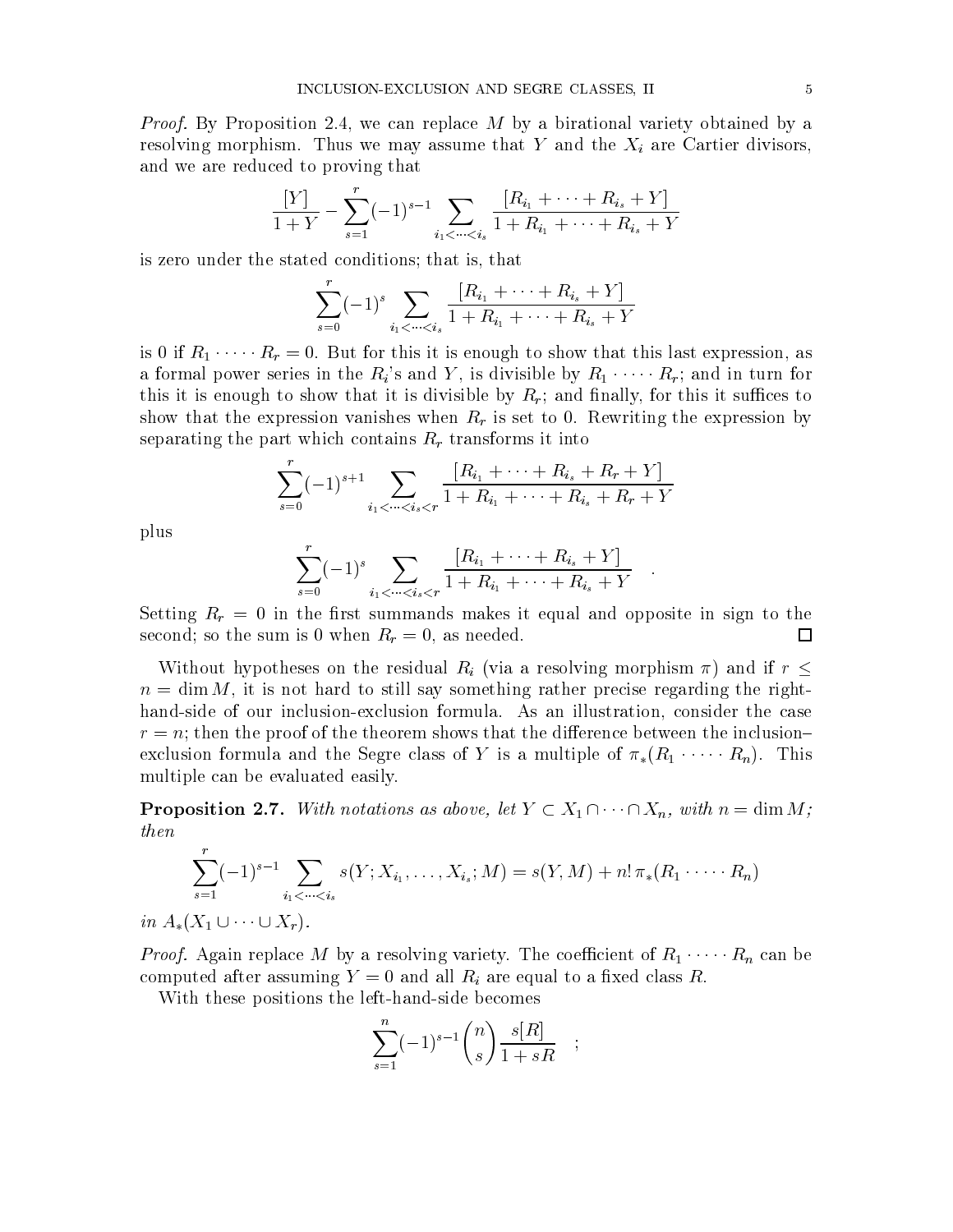*Proof.* By Proposition 2.4, we can replace $M$ by a birational variety obtained by a resolving morphism. Thus we may assume that $Y$ and the $X_i$ are Cartier divisors, and we are reduced to proving that

$$\frac{[Y]}{1+Y} - \sum_{s=1}^{r}(-1)^{s-1} \sum_{i_1<\cdots<i_s} \frac{[R_{i_1}+\cdots+R_{i_s}+Y]}{1+R_{i_1}+\cdots+R_{i_s}+Y}$$

is zero under the stated conditions; that is, that

$$\sum_{s=0}^{r}(-1)^{s} \sum_{i_1<\cdots<i_s} \frac{[R_{i_1}+\cdots+R_{i_s}+Y]}{1+R_{i_1}+\cdots+R_{i_s}+Y}$$

is 0 if $R_1\cdot\cdots\cdot R_r=0$. But for this it is enough to show that this last expression, as a formal power series in the $R_i$'s and $Y$, is divisible by $R_1\cdot\cdots\cdot R_r$; and in turn for this it is enough to show that it is divisible by $R_r$; and finally, for this it suffices to show that the expression vanishes when $R_r$ is set to 0. Rewriting the expression by separating the part which contains $R_r$ transforms it into

$$\sum_{s=0}^{r}(-1)^{s+1} \sum_{i_1<\cdots<i_s<r} \frac{[R_{i_1}+\cdots+R_{i_s}+R_r+Y]}{1+R_{i_1}+\cdots+R_{i_s}+R_r+Y}$$

plus

$$\sum_{s=0}^{r}(-1)^{s} \sum_{i_1<\cdots<i_s<r} \frac{[R_{i_1}+\cdots+R_{i_s}+Y]}{1+R_{i_1}+\cdots+R_{i_s}+Y} \quad .$$

Setting $R_r=0$ in the first summands makes it equal and opposite in sign to the second; so the sum is 0 when $R_r=0$, as needed. ∎

Without hypotheses on the residual $R_i$ (via a resolving morphism $\pi$) and if $r\le n=\dim M$, it is not hard to still say something rather precise regarding the right-hand-side of our inclusion-exclusion formula. As an illustration, consider the case $r=n$; then the proof of the theorem shows that the difference between the inclusion–exclusion formula and the Segre class of $Y$ is a multiple of $\pi_*(R_1\cdot\cdots\cdot R_n)$. This multiple can be evaluated easily.

**Proposition 2.7.** *With notations as above, let $Y\subset X_1\cap\cdots\cap X_n$, with $n=\dim M$; then*

$$\sum_{s=1}^{r}(-1)^{s-1}\sum_{i_1<\cdots<i_s} s(Y;X_{i_1},\dots,X_{i_s};M) = s(Y,M)+n!\,\pi_*(R_1\cdot\cdots\cdot R_n)$$

*in $A_*(X_1\cup\cdots\cup X_r)$.*

*Proof.* Again replace $M$ by a resolving variety. The coefficient of $R_1\cdot\cdots\cdot R_n$ can be computed after assuming $Y=0$ and all $R_i$ are equal to a fixed class $R$.

With these positions the left-hand-side becomes

$$\sum_{s=1}^{n}(-1)^{s-1}\binom{n}{s}\frac{s[R]}{1+sR} \quad ;$$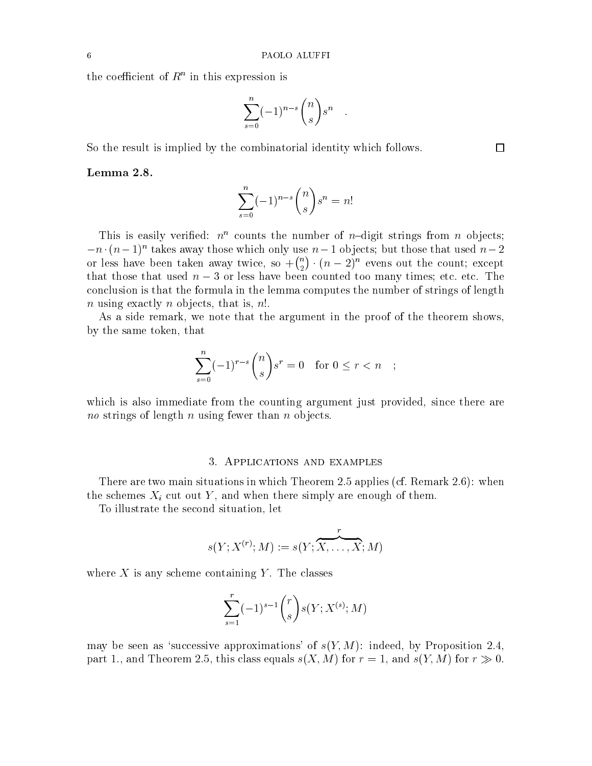the coefficient of $R^n$ in this expression is

$$\sum_{s=0}^{n}(-1)^{n-s}\binom{n}{s}s^n \quad .$$

So the result is implied by the combinatorial identity which follows. $\square$

**Lemma 2.8.**

$$\sum_{s=0}^{n}(-1)^{n-s}\binom{n}{s}s^n = n!$$

This is easily verified: $n^n$ counts the number of $n$–digit strings from $n$ objects; $-n\cdot(n-1)^n$ takes away those which only use $n-1$ objects; but those that used $n-2$ or less have been taken away twice, so $+\binom{n}{2}\cdot(n-2)^n$ evens out the count; except that those that used $n-3$ or less have been counted too many times; etc. etc. The conclusion is that the formula in the lemma computes the number of strings of length $n$ using exactly $n$ objects, that is, $n!$.

As a side remark, we note that the argument in the proof of the theorem shows, by the same token, that

$$\sum_{s=0}^{n}(-1)^{r-s}\binom{n}{s}s^r = 0 \quad \text{for } 0 \le r < n \quad ;$$

which is also immediate from the counting argument just provided, since there are *no* strings of length $n$ using fewer than $n$ objects.

## 3. Applications and examples

There are two main situations in which Theorem 2.5 applies (cf. Remark 2.6): when the schemes $X_i$ cut out $Y$, and when there simply are enough of them.

To illustrate the second situation, let

$$s(Y;X^{(r)};M) := s(Y;\overbrace{X,\dots,X}^{r};M)$$

where $X$ is any scheme containing $Y$. The classes

$$\sum_{s=1}^{r}(-1)^{s-1}\binom{r}{s}s(Y;X^{(s)};M)$$

may be seen as 'successive approximations' of $s(Y,M)$: indeed, by Proposition 2.4, part 1., and Theorem 2.5, this class equals $s(X,M)$ for $r=1$, and $s(Y,M)$ for $r \gg 0$.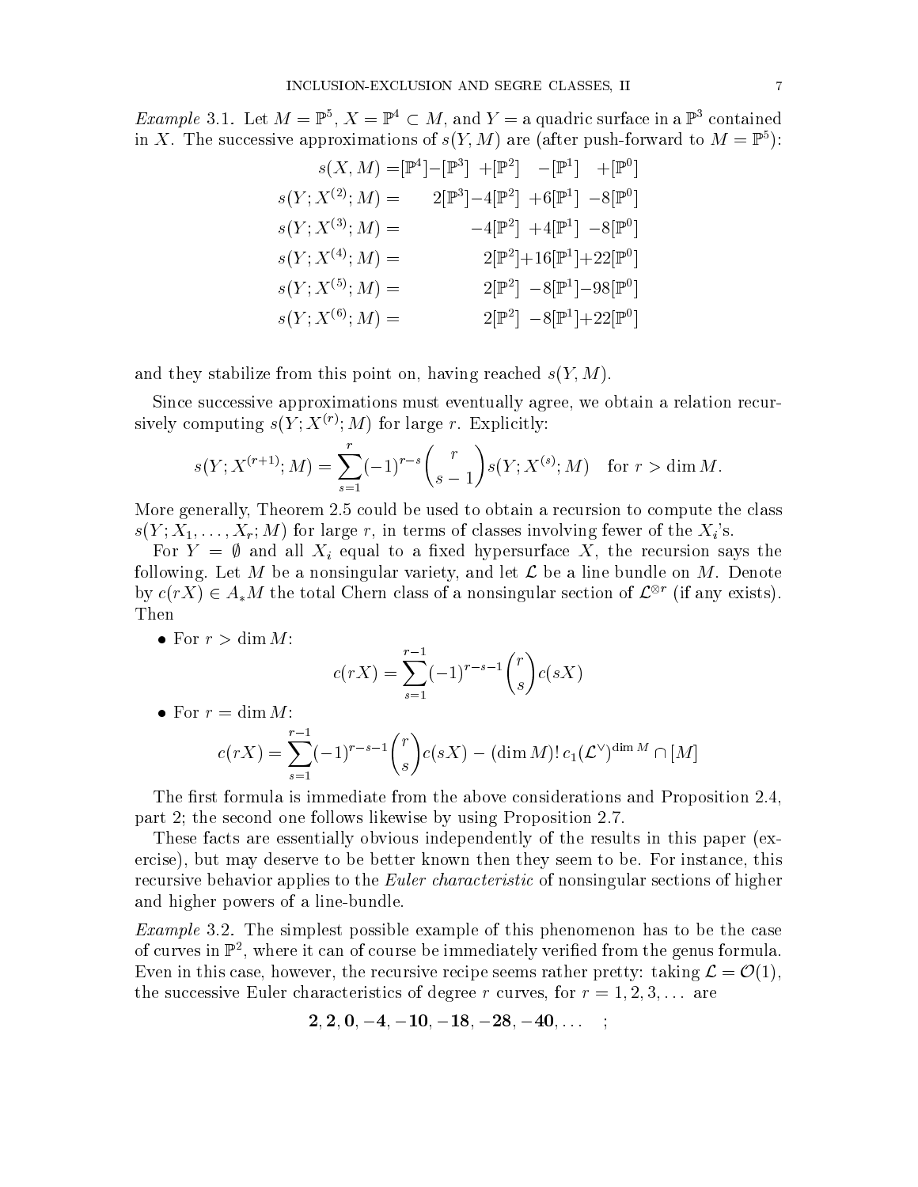*Example* 3.1. Let $M = \mathbb{P}^5$, $X = \mathbb{P}^4 \subset M$, and $Y =$ a quadric surface in a $\mathbb{P}^3$ contained in $X$. The successive approximations of $s(Y, M)$ are (after push-forward to $M = \mathbb{P}^5$):

$$
\begin{aligned}
s(X, M) &= [\mathbb{P}^4] - [\mathbb{P}^3] + [\mathbb{P}^2] - [\mathbb{P}^1] + [\mathbb{P}^0] \\
s(Y; X^{(2)}; M) &= 2[\mathbb{P}^3] - 4[\mathbb{P}^2] + 6[\mathbb{P}^1] - 8[\mathbb{P}^0] \\
s(Y; X^{(3)}; M) &= -4[\mathbb{P}^2] + 4[\mathbb{P}^1] - 8[\mathbb{P}^0] \\
s(Y; X^{(4)}; M) &= 2[\mathbb{P}^2] + 16[\mathbb{P}^1] + 22[\mathbb{P}^0] \\
s(Y; X^{(5)}; M) &= 2[\mathbb{P}^2] - 8[\mathbb{P}^1] - 98[\mathbb{P}^0] \\
s(Y; X^{(6)}; M) &= 2[\mathbb{P}^2] - 8[\mathbb{P}^1] + 22[\mathbb{P}^0]
\end{aligned}
$$

and they stabilize from this point on, having reached $s(Y, M)$.

Since successive approximations must eventually agree, we obtain a relation recursively computing $s(Y; X^{(r)}; M)$ for large $r$. Explicitly:

$$
s(Y; X^{(r+1)}; M) = \sum_{s=1}^{r} (-1)^{r-s} \binom{r}{s-1} s(Y; X^{(s)}; M) \quad \text{for } r > \dim M.
$$

More generally, Theorem 2.5 could be used to obtain a recursion to compute the class $s(Y; X_1, \dots, X_r; M)$ for large $r$, in terms of classes involving fewer of the $X_i$'s.

For $Y = \emptyset$ and all $X_i$ equal to a fixed hypersurface $X$, the recursion says the following. Let $M$ be a nonsingular variety, and let $\mathcal{L}$ be a line bundle on $M$. Denote by $c(rX) \in A_*M$ the total Chern class of a nonsingular section of $\mathcal{L}^{\otimes r}$ (if any exists). Then

- For $r > \dim M$:
$$
c(rX) = \sum_{s=1}^{r-1} (-1)^{r-s-1} \binom{r}{s} c(sX)
$$
- For $r = \dim M$:
$$
c(rX) = \sum_{s=1}^{r-1} (-1)^{r-s-1} \binom{r}{s} c(sX) - (\dim M)!\, c_1(\mathcal{L}^\vee)^{\dim M} \cap [M]
$$

The first formula is immediate from the above considerations and Proposition 2.4, part 2; the second one follows likewise by using Proposition 2.7.

These facts are essentially obvious independently of the results in this paper (exercise), but may deserve to be better known then they seem to be. For instance, this recursive behavior applies to the *Euler characteristic* of nonsingular sections of higher and higher powers of a line-bundle.

*Example* 3.2. The simplest possible example of this phenomenon has to be the case of curves in $\mathbb{P}^2$, where it can of course be immediately verified from the genus formula. Even in this case, however, the recursive recipe seems rather pretty: taking $\mathcal{L} = \mathcal{O}(1)$, the successive Euler characteristics of degree $r$ curves, for $r = 1, 2, 3, \dots$ are

$$
\mathbf{2, 2, 0, -4, -10, -18, -28, -40, \dots} \quad ;
$$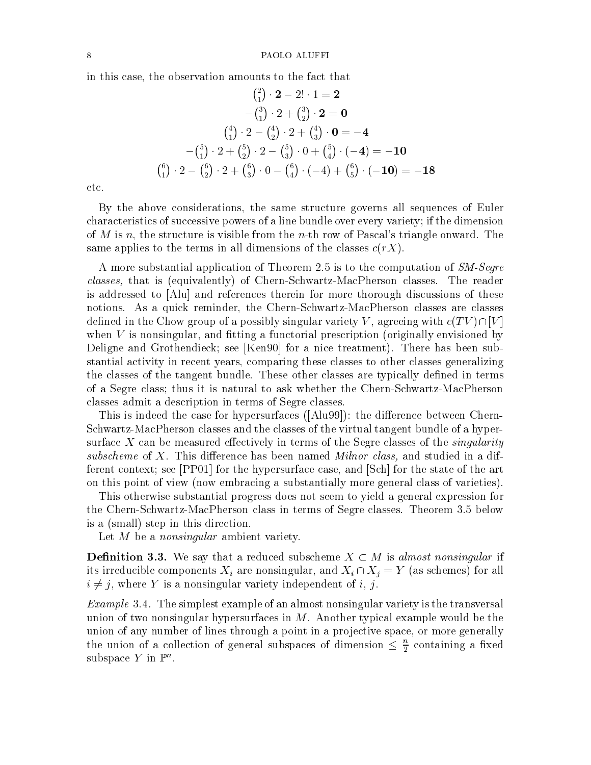in this case, the observation amounts to the fact that

$$
\begin{aligned}
\binom{2}{1} \cdot \mathbf{2} - 2! \cdot 1 &= \mathbf{2} \\
-\binom{3}{1} \cdot 2 + \binom{3}{2} \cdot \mathbf{2} &= \mathbf{0} \\
\binom{4}{1} \cdot 2 - \binom{4}{2} \cdot 2 + \binom{4}{3} \cdot \mathbf{0} &= \mathbf{-4} \\
-\binom{5}{1} \cdot 2 + \binom{5}{2} \cdot 2 - \binom{5}{3} \cdot 0 + \binom{5}{4} \cdot (\mathbf{-4}) &= \mathbf{-10} \\
\binom{6}{1} \cdot 2 - \binom{6}{2} \cdot 2 + \binom{6}{3} \cdot 0 - \binom{6}{4} \cdot (-4) + \binom{6}{5} \cdot (\mathbf{-10}) &= \mathbf{-18}
\end{aligned}
$$

etc.

By the above considerations, the same structure governs all sequences of Euler characteristics of successive powers of a line bundle over every variety; if the dimension of $M$ is $n$, the structure is visible from the $n$-th row of Pascal's triangle onward. The same applies to the terms in all dimensions of the classes $c(rX)$.

A more substantial application of Theorem 2.5 is to the computation of *SM-Segre classes,* that is (equivalently) of Chern-Schwartz-MacPherson classes. The reader is addressed to [Alu] and references therein for more thorough discussions of these notions. As a quick reminder, the Chern-Schwartz-MacPherson classes are classes defined in the Chow group of a possibly singular variety $V$, agreeing with $c(TV) \cap [V]$ when $V$ is nonsingular, and fitting a functorial prescription (originally envisioned by Deligne and Grothendieck; see [Ken90] for a nice treatment). There has been substantial activity in recent years, comparing these classes to other classes generalizing the classes of the tangent bundle. These other classes are typically defined in terms of a Segre class; thus it is natural to ask whether the Chern-Schwartz-MacPherson classes admit a description in terms of Segre classes.

This is indeed the case for hypersurfaces ([Alu99]): the difference between Chern-Schwartz-MacPherson classes and the classes of the virtual tangent bundle of a hypersurface $X$ can be measured effectively in terms of the Segre classes of the *singularity subscheme* of $X$. This difference has been named *Milnor class,* and studied in a different context; see [PP01] for the hypersurface case, and [Sch] for the state of the art on this point of view (now embracing a substantially more general class of varieties).

This otherwise substantial progress does not seem to yield a general expression for the Chern-Schwartz-MacPherson class in terms of Segre classes. Theorem 3.5 below is a (small) step in this direction.

Let $M$ be a *nonsingular* ambient variety.

**Definition 3.3.** We say that a reduced subscheme $X \subset M$ is *almost nonsingular* if its irreducible components $X_i$ are nonsingular, and $X_i \cap X_j = Y$ (as schemes) for all $i \neq j$, where $Y$ is a nonsingular variety independent of $i$, $j$.

*Example* 3.4. The simplest example of an almost nonsingular variety is the transversal union of two nonsingular hypersurfaces in $M$. Another typical example would be the union of any number of lines through a point in a projective space, or more generally the union of a collection of general subspaces of dimension $\leq \frac{n}{2}$ containing a fixed subspace $Y$ in $\mathbb{P}^n$.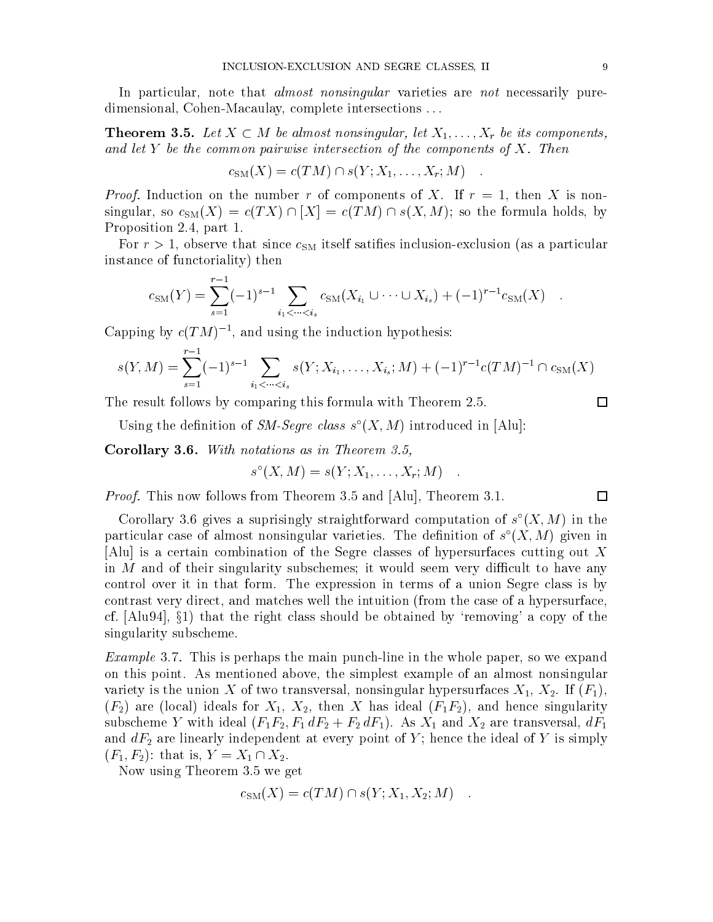In particular, note that *almost nonsingular* varieties are *not* necessarily pure-dimensional, Cohen-Macaulay, complete intersections ...

**Theorem 3.5.** *Let $X \subset M$ be almost nonsingular, let $X_1, \dots, X_r$ be its components, and let $Y$ be the common pairwise intersection of the components of $X$. Then*

$$c_{\mathrm{SM}}(X) = c(TM) \cap s(Y; X_1, \dots, X_r; M) \quad .$$

*Proof.* Induction on the number $r$ of components of $X$. If $r = 1$, then $X$ is nonsingular, so $c_{\mathrm{SM}}(X) = c(TX) \cap [X] = c(TM) \cap s(X, M)$; so the formula holds, by Proposition 2.4, part 1.

For $r > 1$, observe that since $c_{\mathrm{SM}}$ itself satifies inclusion-exclusion (as a particular instance of functoriality) then

$$c_{\mathrm{SM}}(Y) = \sum_{s=1}^{r-1} (-1)^{s-1} \sum_{i_1 < \cdots < i_s} c_{\mathrm{SM}}(X_{i_1} \cup \cdots \cup X_{i_s}) + (-1)^{r-1} c_{\mathrm{SM}}(X) \quad .$$

Capping by $c(TM)^{-1}$, and using the induction hypothesis:

$$s(Y, M) = \sum_{s=1}^{r-1} (-1)^{s-1} \sum_{i_1 < \cdots < i_s} s(Y; X_{i_1}, \dots, X_{i_s}; M) + (-1)^{r-1} c(TM)^{-1} \cap c_{\mathrm{SM}}(X)$$

The result follows by comparing this formula with Theorem 2.5. $\square$

Using the definition of *SM-Segre class* $s^\circ(X, M)$ introduced in [Alu]:

**Corollary 3.6.** *With notations as in Theorem 3.5,*

$$s^\circ(X, M) = s(Y; X_1, \dots, X_r; M) \quad .$$

*Proof.* This now follows from Theorem 3.5 and [Alu], Theorem 3.1. $\square$

Corollary 3.6 gives a suprisingly straightforward computation of $s^\circ(X, M)$ in the particular case of almost nonsingular varieties. The definition of $s^\circ(X, M)$ given in [Alu] is a certain combination of the Segre classes of hypersurfaces cutting out $X$ in $M$ and of their singularity subschemes; it would seem very difficult to have any control over it in that form. The expression in terms of a union Segre class is by contrast very direct, and matches well the intuition (from the case of a hypersurface, cf. [Alu94], §1) that the right class should be obtained by 'removing' a copy of the singularity subscheme.

*Example* 3.7. This is perhaps the main punch-line in the whole paper, so we expand on this point. As mentioned above, the simplest example of an almost nonsingular variety is the union $X$ of two transversal, nonsingular hypersurfaces $X_1$, $X_2$. If $(F_1)$, $(F_2)$ are (local) ideals for $X_1$, $X_2$, then $X$ has ideal $(F_1F_2)$, and hence singularity subscheme $Y$ with ideal $(F_1F_2, F_1\,dF_2 + F_2\,dF_1)$. As $X_1$ and $X_2$ are transversal, $dF_1$ and $dF_2$ are linearly independent at every point of $Y$; hence the ideal of $Y$ is simply $(F_1, F_2)$: that is, $Y = X_1 \cap X_2$.

Now using Theorem 3.5 we get

$$c_{\mathrm{SM}}(X) = c(TM) \cap s(Y; X_1, X_2; M) \quad .$$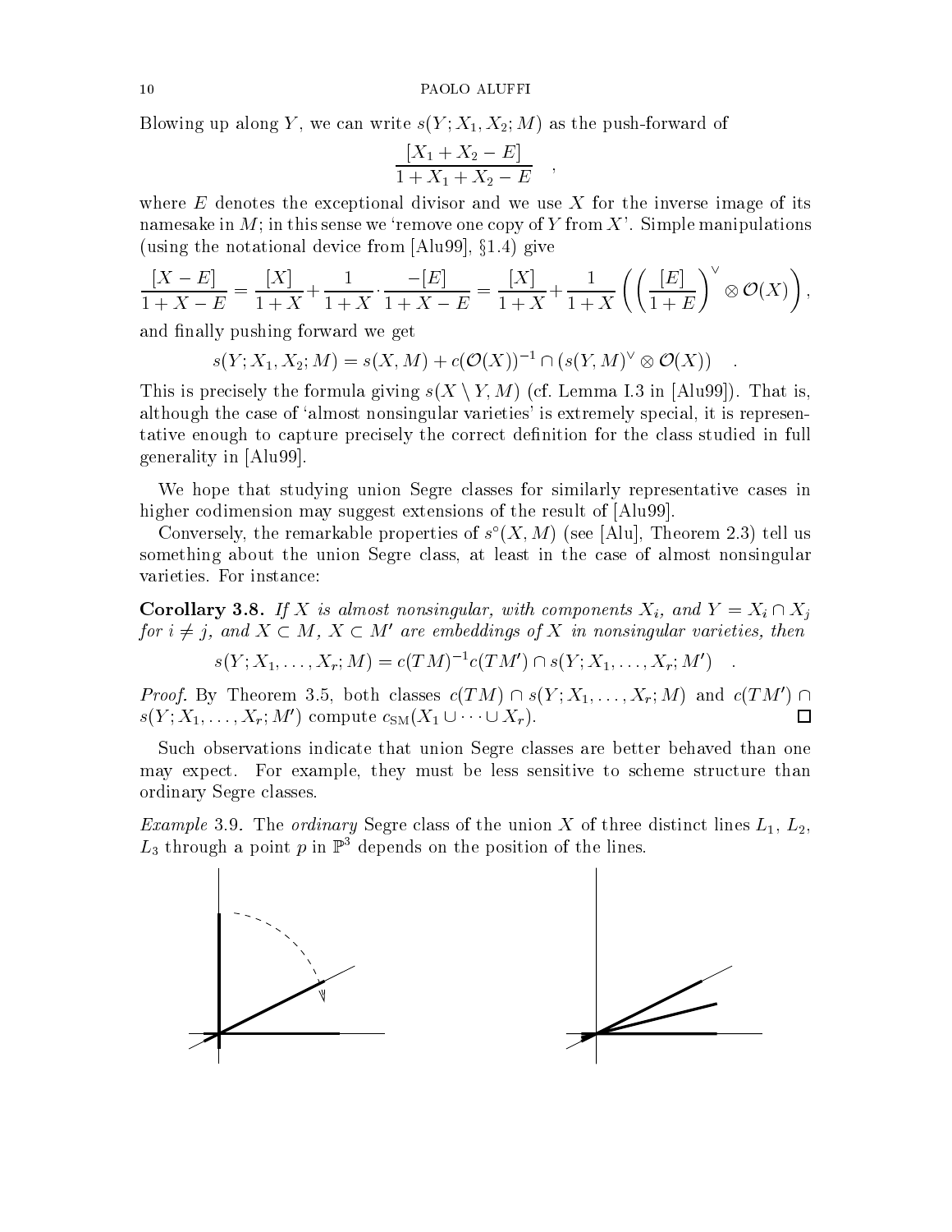Blowing up along $Y$, we can write $s(Y; X_1, X_2; M)$ as the push-forward of

$$\frac{[X_1 + X_2 - E]}{1 + X_1 + X_2 - E} \quad ,$$

where $E$ denotes the exceptional divisor and we use $X$ for the inverse image of its namesake in $M$; in this sense we 'remove one copy of $Y$ from $X$'. Simple manipulations (using the notational device from [Alu99], §1.4) give

$$\frac{[X - E]}{1 + X - E} = \frac{[X]}{1 + X} + \frac{1}{1 + X} \cdot \frac{-[E]}{1 + X - E} = \frac{[X]}{1 + X} + \frac{1}{1 + X} \left( \left( \frac{[E]}{1 + E} \right)^{\vee} \otimes \mathcal{O}(X) \right),$$

and finally pushing forward we get

$$s(Y; X_1, X_2; M) = s(X, M) + c(\mathcal{O}(X))^{-1} \cap (s(Y, M)^{\vee} \otimes \mathcal{O}(X)) \quad .$$

This is precisely the formula giving $s(X \setminus Y, M)$ (cf. Lemma I.3 in [Alu99]). That is, although the case of 'almost nonsingular varieties' is extremely special, it is representative enough to capture precisely the correct definition for the class studied in full generality in [Alu99].

We hope that studying union Segre classes for similarly representative cases in higher codimension may suggest extensions of the result of [Alu99].

Conversely, the remarkable properties of $s^{\circ}(X, M)$ (see [Alu], Theorem 2.3) tell us something about the union Segre class, at least in the case of almost nonsingular varieties. For instance:

**Corollary 3.8.** *If $X$ is almost nonsingular, with components $X_i$, and $Y = X_i \cap X_j$ for $i \neq j$, and $X \subset M$, $X \subset M'$ are embeddings of $X$ in nonsingular varieties, then*

$$s(Y; X_1, \dots, X_r; M) = c(TM)^{-1} c(TM') \cap s(Y; X_1, \dots, X_r; M') \quad .$$

*Proof.* By Theorem 3.5, both classes $c(TM) \cap s(Y; X_1, \dots, X_r; M)$ and $c(TM') \cap s(Y; X_1, \dots, X_r; M')$ compute $c_{\rm SM}(X_1 \cup \dots \cup X_r)$. □

Such observations indicate that union Segre classes are better behaved than one may expect. For example, they must be less sensitive to scheme structure than ordinary Segre classes.

*Example* 3.9. The *ordinary* Segre class of the union $X$ of three distinct lines $L_1$, $L_2$, $L_3$ through a point $p$ in $\mathbb{P}^3$ depends on the position of the lines.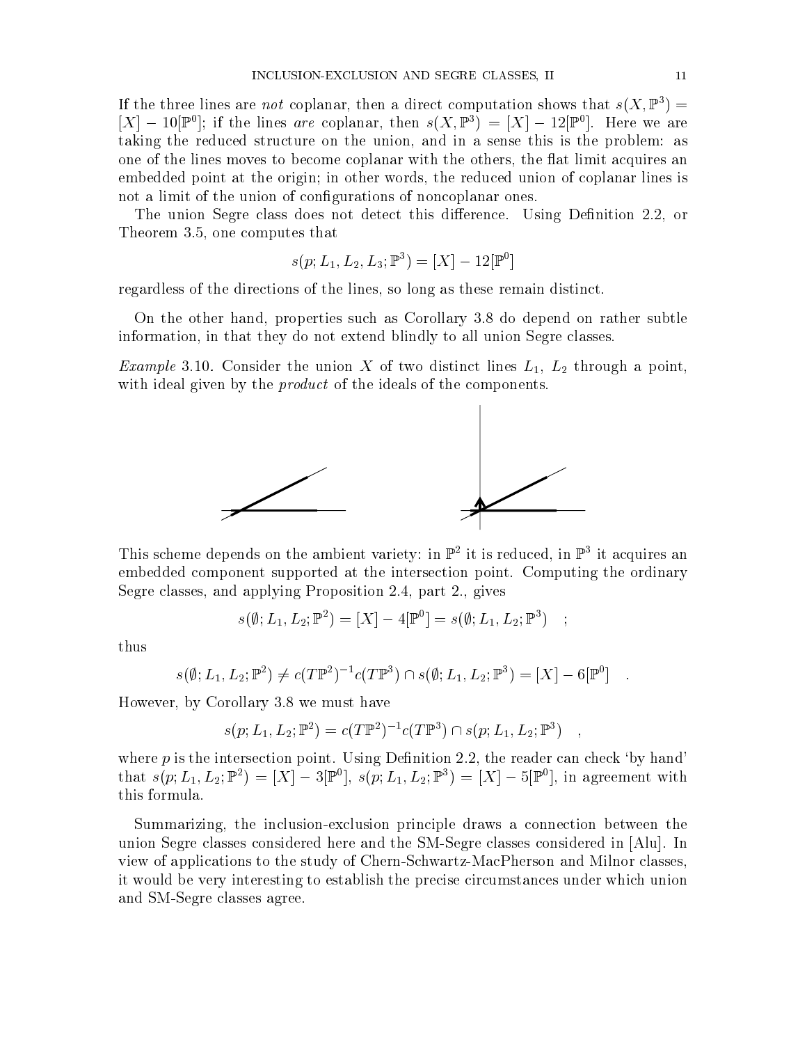If the three lines are *not* coplanar, then a direct computation shows that $s(X, \mathbb{P}^3) = [X] - 10[\mathbb{P}^0]$; if the lines *are* coplanar, then $s(X, \mathbb{P}^3) = [X] - 12[\mathbb{P}^0]$. Here we are taking the reduced structure on the union, and in a sense this is the problem: as one of the lines moves to become coplanar with the others, the flat limit acquires an embedded point at the origin; in other words, the reduced union of coplanar lines is not a limit of the union of configurations of noncoplanar ones.

The union Segre class does not detect this difference. Using Definition 2.2, or Theorem 3.5, one computes that

$$s(p; L_1, L_2, L_3; \mathbb{P}^3) = [X] - 12[\mathbb{P}^0]$$

regardless of the directions of the lines, so long as these remain distinct.

On the other hand, properties such as Corollary 3.8 do depend on rather subtle information, in that they do not extend blindly to all union Segre classes.

*Example* 3.10. Consider the union $X$ of two distinct lines $L_1$, $L_2$ through a point, with ideal given by the *product* of the ideals of the components.

This scheme depends on the ambient variety: in $\mathbb{P}^2$ it is reduced, in $\mathbb{P}^3$ it acquires an embedded component supported at the intersection point. Computing the ordinary Segre classes, and applying Proposition 2.4, part 2., gives

$$s(\emptyset; L_1, L_2; \mathbb{P}^2) = [X] - 4[\mathbb{P}^0] = s(\emptyset; L_1, L_2; \mathbb{P}^3) \quad ;$$

thus

$$s(\emptyset; L_1, L_2; \mathbb{P}^2) \neq c(T\mathbb{P}^2)^{-1} c(T\mathbb{P}^3) \cap s(\emptyset; L_1, L_2; \mathbb{P}^3) = [X] - 6[\mathbb{P}^0] \quad .$$

However, by Corollary 3.8 we must have

$$s(p; L_1, L_2; \mathbb{P}^2) = c(T\mathbb{P}^2)^{-1} c(T\mathbb{P}^3) \cap s(p; L_1, L_2; \mathbb{P}^3) \quad ,$$

where $p$ is the intersection point. Using Definition 2.2, the reader can check 'by hand' that $s(p; L_1, L_2; \mathbb{P}^2) = [X] - 3[\mathbb{P}^0]$, $s(p; L_1, L_2; \mathbb{P}^3) = [X] - 5[\mathbb{P}^0]$, in agreement with this formula.

Summarizing, the inclusion-exclusion principle draws a connection between the union Segre classes considered here and the SM-Segre classes considered in [Alu]. In view of applications to the study of Chern-Schwartz-MacPherson and Milnor classes, it would be very interesting to establish the precise circumstances under which union and SM-Segre classes agree.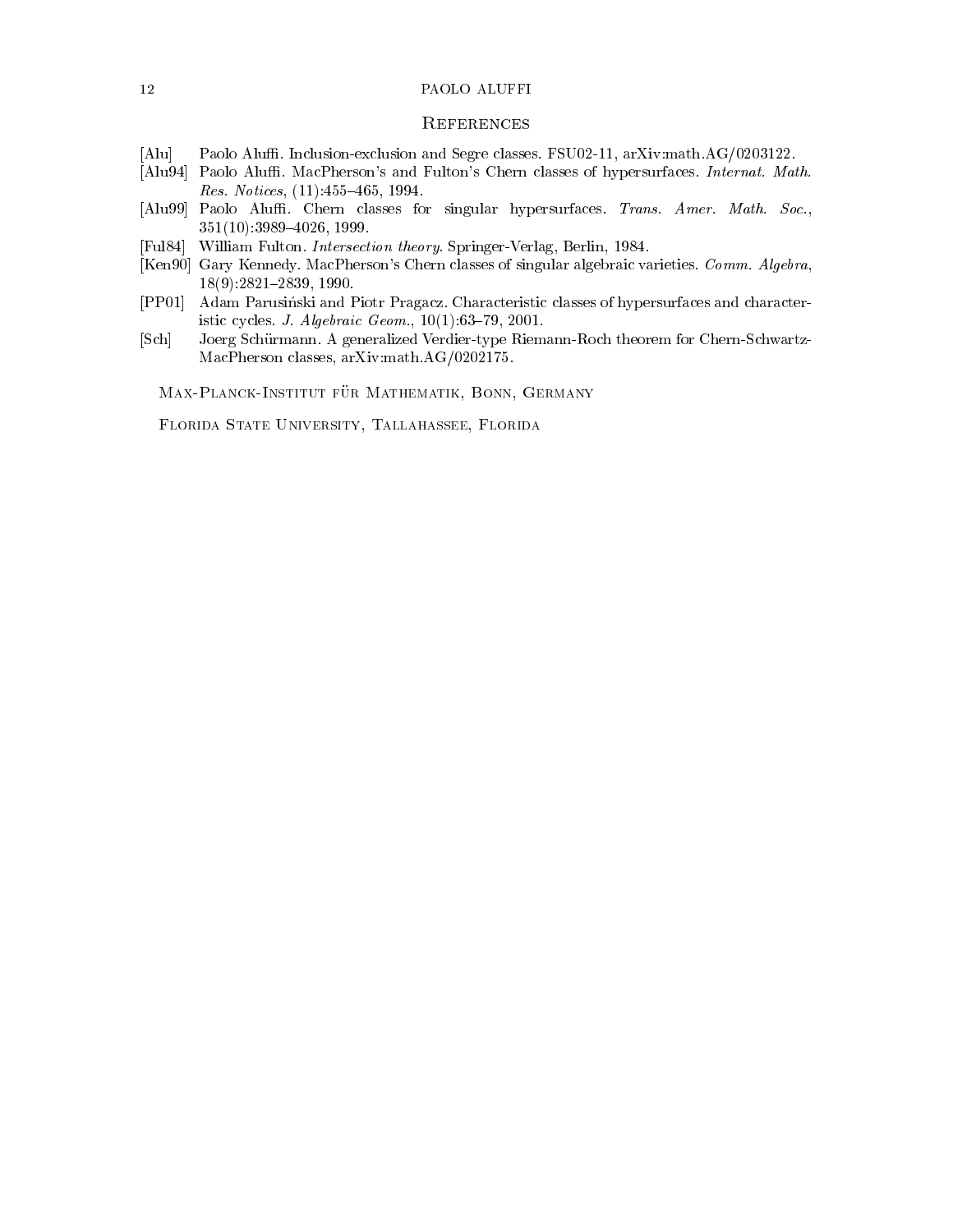## References

[Alu] Paolo Aluffi. Inclusion-exclusion and Segre classes. FSU02-11, arXiv:math.AG/0203122.

[Alu94] Paolo Aluffi. MacPherson's and Fulton's Chern classes of hypersurfaces. *Internat. Math. Res. Notices*, (11):455–465, 1994.

[Alu99] Paolo Aluffi. Chern classes for singular hypersurfaces. *Trans. Amer. Math. Soc.*, 351(10):3989–4026, 1999.

[Ful84] William Fulton. *Intersection theory*. Springer-Verlag, Berlin, 1984.

[Ken90] Gary Kennedy. MacPherson's Chern classes of singular algebraic varieties. *Comm. Algebra*, 18(9):2821–2839, 1990.

[PP01] Adam Parusiński and Piotr Pragacz. Characteristic classes of hypersurfaces and characteristic cycles. *J. Algebraic Geom.*, 10(1):63–79, 2001.

[Sch] Joerg Schürmann. A generalized Verdier-type Riemann-Roch theorem for Chern-Schwartz-MacPherson classes, arXiv:math.AG/0202175.

Max-Planck-Institut für Mathematik, Bonn, Germany

Florida State University, Tallahassee, Florida